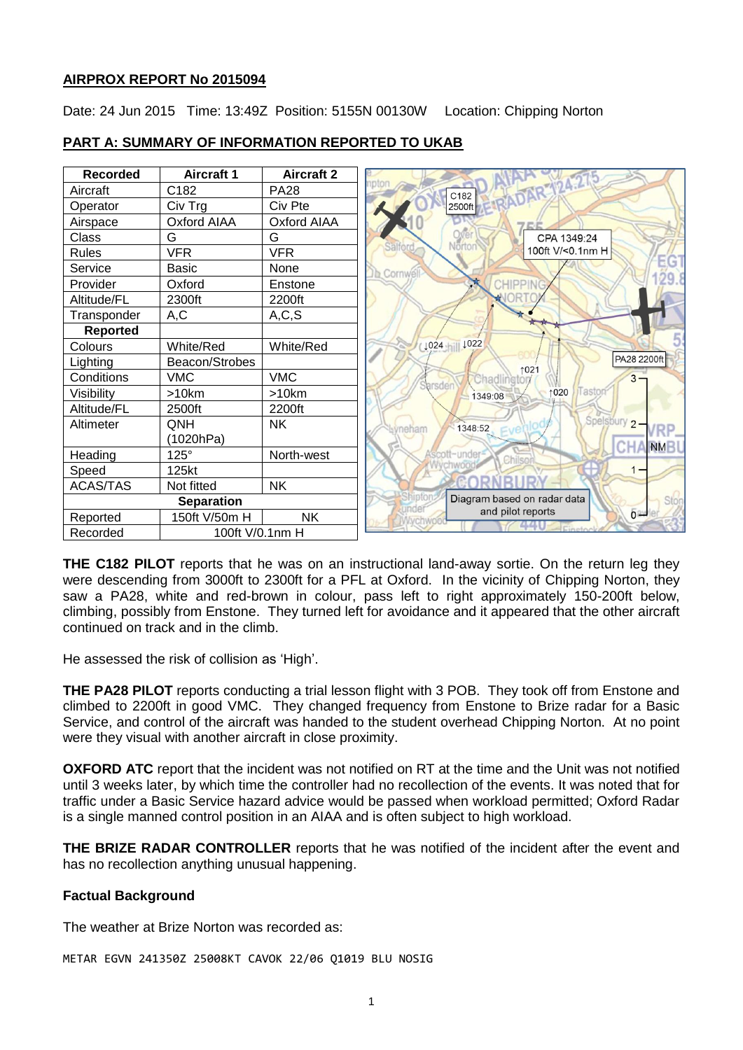**AIRPROX REPORT No 2015094**

Date: 24 Jun 2015 Time: 13:49Z Position: 5155N 00130W Location: Chipping Norton

**PART A: SUMMARY OF INFORMATION REPORTED TO UKAB**

| Recorded | Aircraft 1 | Aircraft 2 |
|---|---|---|
| Aircraft | C182 | PA28 |
| Operator | Civ Trg | Civ Pte |
| Airspace | Oxford AIAA | Oxford AIAA |
| Class | G | G |
| Rules | VFR | VFR |
| Service | Basic | None |
| Provider | Oxford | Enstone |
| Altitude/FL | 2300ft | 2200ft |
| Transponder | A,C | A,C,S |
| **Reported** | | |
| Colours | White/Red | White/Red |
| Lighting | Beacon/Strobes | |
| Conditions | VMC | VMC |
| Visibility | >10km | >10km |
| Altitude/FL | 2500ft | 2200ft |
| Altimeter | QNH (1020hPa) | NK |
| Heading | 125° | North-west |
| Speed | 125kt | |
| ACAS/TAS | Not fitted | NK |
| **Separation** | | |
| Reported | 150ft V/50m H | NK |
| Recorded | 100ft V/0.1nm H | |

Diagram based on radar data and pilot reports

**THE C182 PILOT** reports that he was on an instructional land-away sortie. On the return leg they were descending from 3000ft to 2300ft for a PFL at Oxford. In the vicinity of Chipping Norton, they saw a PA28, white and red-brown in colour, pass left to right approximately 150-200ft below, climbing, possibly from Enstone. They turned left for avoidance and it appeared that the other aircraft continued on track and in the climb.

He assessed the risk of collision as 'High'.

**THE PA28 PILOT** reports conducting a trial lesson flight with 3 POB. They took off from Enstone and climbed to 2200ft in good VMC. They changed frequency from Enstone to Brize radar for a Basic Service, and control of the aircraft was handed to the student overhead Chipping Norton. At no point were they visual with another aircraft in close proximity.

**OXFORD ATC** report that the incident was not notified on RT at the time and the Unit was not notified until 3 weeks later, by which time the controller had no recollection of the events. It was noted that for traffic under a Basic Service hazard advice would be passed when workload permitted; Oxford Radar is a single manned control position in an AIAA and is often subject to high workload.

**THE BRIZE RADAR CONTROLLER** reports that he was notified of the incident after the event and has no recollection anything unusual happening.

**Factual Background**

The weather at Brize Norton was recorded as:

```
METAR EGVN 241350Z 25008KT CAVOK 22/06 Q1019 BLU NOSIG
```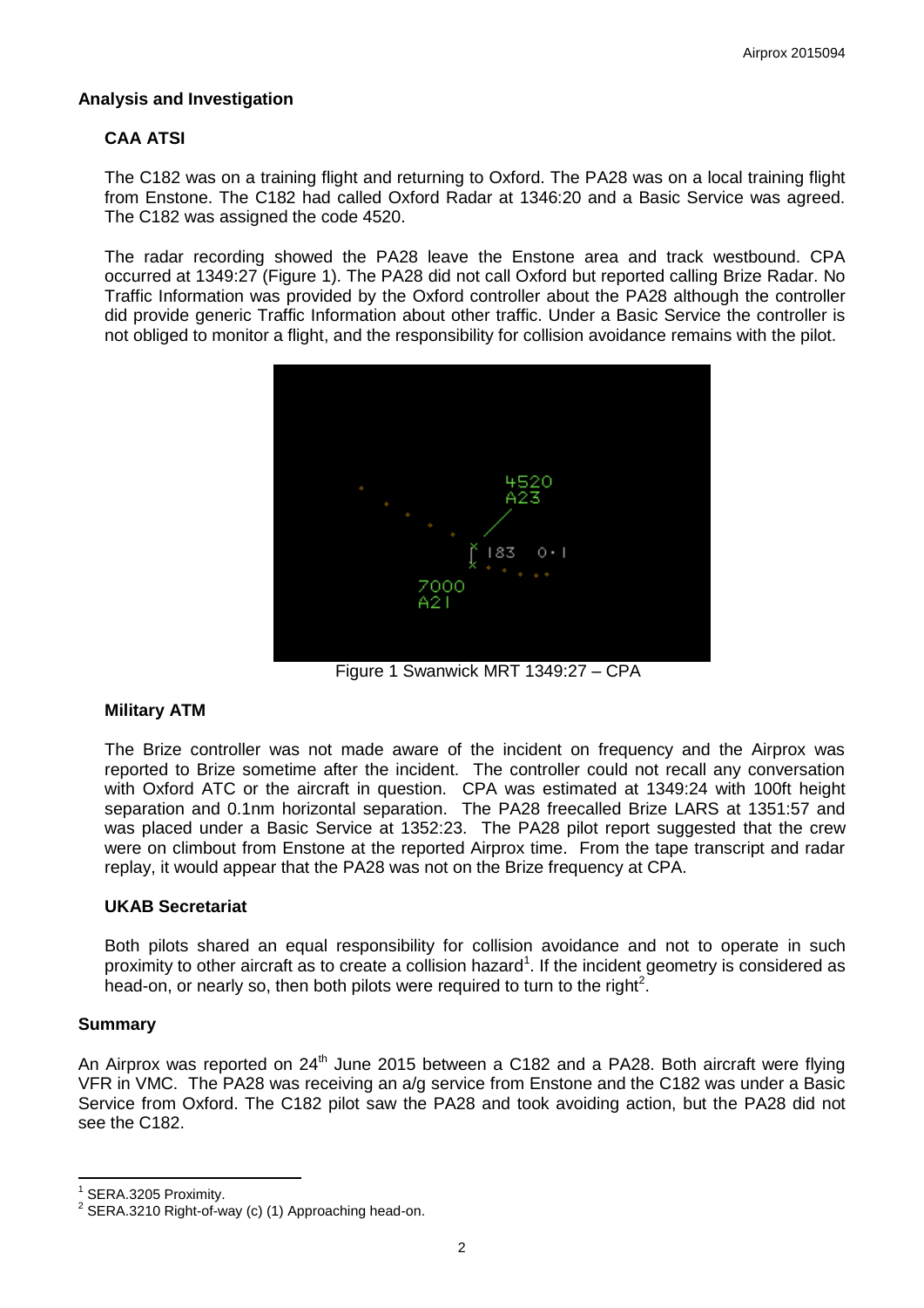## Analysis and Investigation

### CAA ATSI

The C182 was on a training flight and returning to Oxford. The PA28 was on a local training flight from Enstone. The C182 had called Oxford Radar at 1346:20 and a Basic Service was agreed. The C182 was assigned the code 4520.

The radar recording showed the PA28 leave the Enstone area and track westbound. CPA occurred at 1349:27 (Figure 1). The PA28 did not call Oxford but reported calling Brize Radar. No Traffic Information was provided by the Oxford controller about the PA28 although the controller did provide generic Traffic Information about other traffic. Under a Basic Service the controller is not obliged to monitor a flight, and the responsibility for collision avoidance remains with the pilot.

Figure 1 Swanwick MRT 1349:27 – CPA

### Military ATM

The Brize controller was not made aware of the incident on frequency and the Airprox was reported to Brize sometime after the incident. The controller could not recall any conversation with Oxford ATC or the aircraft in question. CPA was estimated at 1349:24 with 100ft height separation and 0.1nm horizontal separation. The PA28 freecalled Brize LARS at 1351:57 and was placed under a Basic Service at 1352:23. The PA28 pilot report suggested that the crew were on climbout from Enstone at the reported Airprox time. From the tape transcript and radar replay, it would appear that the PA28 was not on the Brize frequency at CPA.

### UKAB Secretariat

Both pilots shared an equal responsibility for collision avoidance and not to operate in such proximity to other aircraft as to create a collision hazard[1]. If the incident geometry is considered as head-on, or nearly so, then both pilots were required to turn to the right[2].

## Summary

An Airprox was reported on 24th June 2015 between a C182 and a PA28. Both aircraft were flying VFR in VMC. The PA28 was receiving an a/g service from Enstone and the C182 was under a Basic Service from Oxford. The C182 pilot saw the PA28 and took avoiding action, but the PA28 did not see the C182.

---

[1] SERA.3205 Proximity.

[2] SERA.3210 Right-of-way (c) (1) Approaching head-on.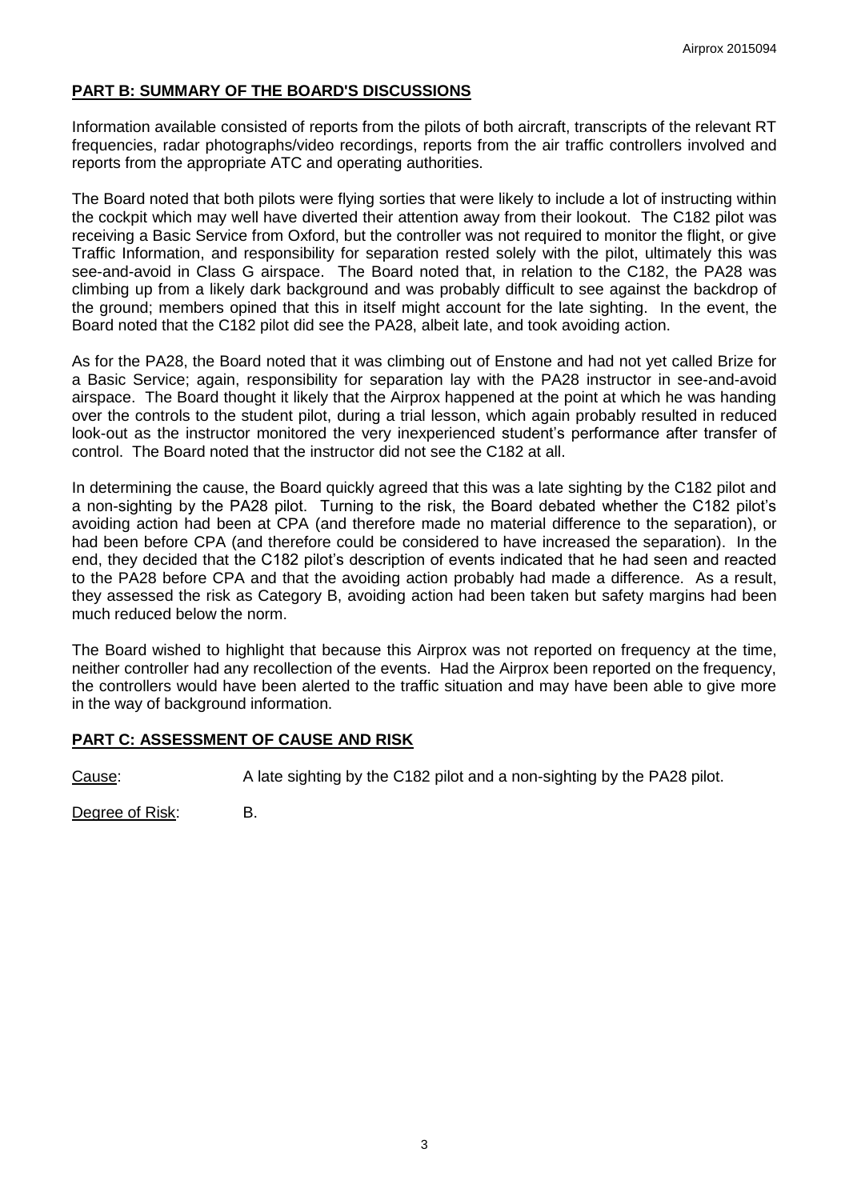## PART B: SUMMARY OF THE BOARD'S DISCUSSIONS

Information available consisted of reports from the pilots of both aircraft, transcripts of the relevant RT frequencies, radar photographs/video recordings, reports from the air traffic controllers involved and reports from the appropriate ATC and operating authorities.

The Board noted that both pilots were flying sorties that were likely to include a lot of instructing within the cockpit which may well have diverted their attention away from their lookout. The C182 pilot was receiving a Basic Service from Oxford, but the controller was not required to monitor the flight, or give Traffic Information, and responsibility for separation rested solely with the pilot, ultimately this was see-and-avoid in Class G airspace. The Board noted that, in relation to the C182, the PA28 was climbing up from a likely dark background and was probably difficult to see against the backdrop of the ground; members opined that this in itself might account for the late sighting. In the event, the Board noted that the C182 pilot did see the PA28, albeit late, and took avoiding action.

As for the PA28, the Board noted that it was climbing out of Enstone and had not yet called Brize for a Basic Service; again, responsibility for separation lay with the PA28 instructor in see-and-avoid airspace. The Board thought it likely that the Airprox happened at the point at which he was handing over the controls to the student pilot, during a trial lesson, which again probably resulted in reduced look-out as the instructor monitored the very inexperienced student's performance after transfer of control. The Board noted that the instructor did not see the C182 at all.

In determining the cause, the Board quickly agreed that this was a late sighting by the C182 pilot and a non-sighting by the PA28 pilot. Turning to the risk, the Board debated whether the C182 pilot's avoiding action had been at CPA (and therefore made no material difference to the separation), or had been before CPA (and therefore could be considered to have increased the separation). In the end, they decided that the C182 pilot's description of events indicated that he had seen and reacted to the PA28 before CPA and that the avoiding action probably had made a difference. As a result, they assessed the risk as Category B, avoiding action had been taken but safety margins had been much reduced below the norm.

The Board wished to highlight that because this Airprox was not reported on frequency at the time, neither controller had any recollection of the events. Had the Airprox been reported on the frequency, the controllers would have been alerted to the traffic situation and may have been able to give more in the way of background information.

## PART C: ASSESSMENT OF CAUSE AND RISK

Cause: A late sighting by the C182 pilot and a non-sighting by the PA28 pilot.

Degree of Risk: B.